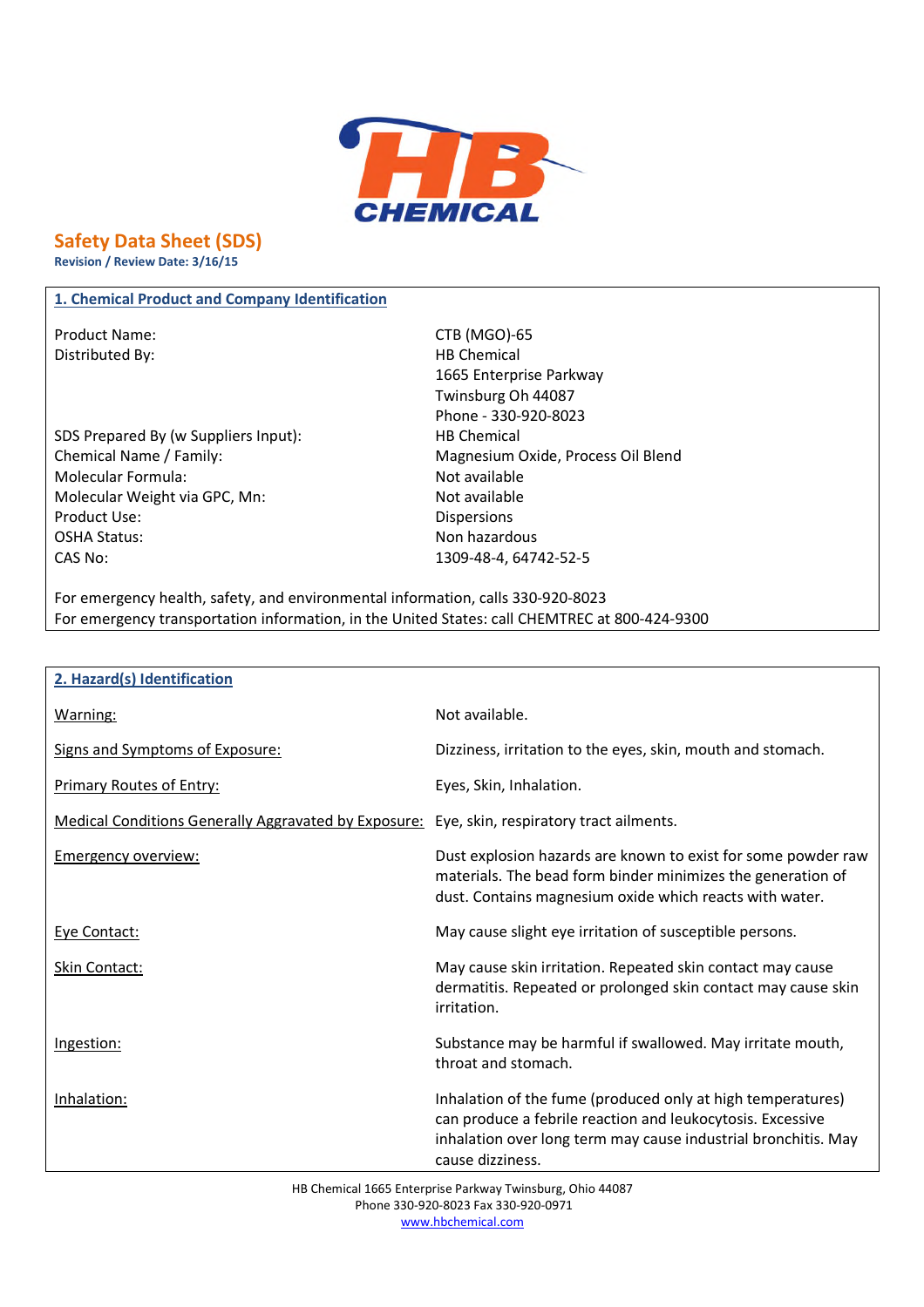HB CHEMICAL

# Safety Data Sheet (SDS)

**Revision / Review Date: 3/16/15**

## 1. Chemical Product and Company Identification

| | |
|---|---|
| Product Name: | CTB (MGO)-65 |
| Distributed By: | HB Chemical<br>1665 Enterprise Parkway<br>Twinsburg Oh 44087<br>Phone - 330-920-8023 |
| SDS Prepared By (w Suppliers Input): | HB Chemical |
| Chemical Name / Family: | Magnesium Oxide, Process Oil Blend |
| Molecular Formula: | Not available |
| Molecular Weight via GPC, Mn: | Not available |
| Product Use: | Dispersions |
| OSHA Status: | Non hazardous |
| CAS No: | 1309-48-4, 64742-52-5 |

For emergency health, safety, and environmental information, calls 330-920-8023
For emergency transportation information, in the United States: call CHEMTREC at 800-424-9300

## 2. Hazard(s) Identification

| | |
|---|---|
| Warning: | Not available. |
| Signs and Symptoms of Exposure: | Dizziness, irritation to the eyes, skin, mouth and stomach. |
| Primary Routes of Entry: | Eyes, Skin, Inhalation. |
| Medical Conditions Generally Aggravated by Exposure: | Eye, skin, respiratory tract ailments. |
| Emergency overview: | Dust explosion hazards are known to exist for some powder raw materials. The bead form binder minimizes the generation of dust. Contains magnesium oxide which reacts with water. |
| Eye Contact: | May cause slight eye irritation of susceptible persons. |
| Skin Contact: | May cause skin irritation. Repeated skin contact may cause dermatitis. Repeated or prolonged skin contact may cause skin irritation. |
| Ingestion: | Substance may be harmful if swallowed. May irritate mouth, throat and stomach. |
| Inhalation: | Inhalation of the fume (produced only at high temperatures) can produce a febrile reaction and leukocytosis. Excessive inhalation over long term may cause industrial bronchitis. May cause dizziness. |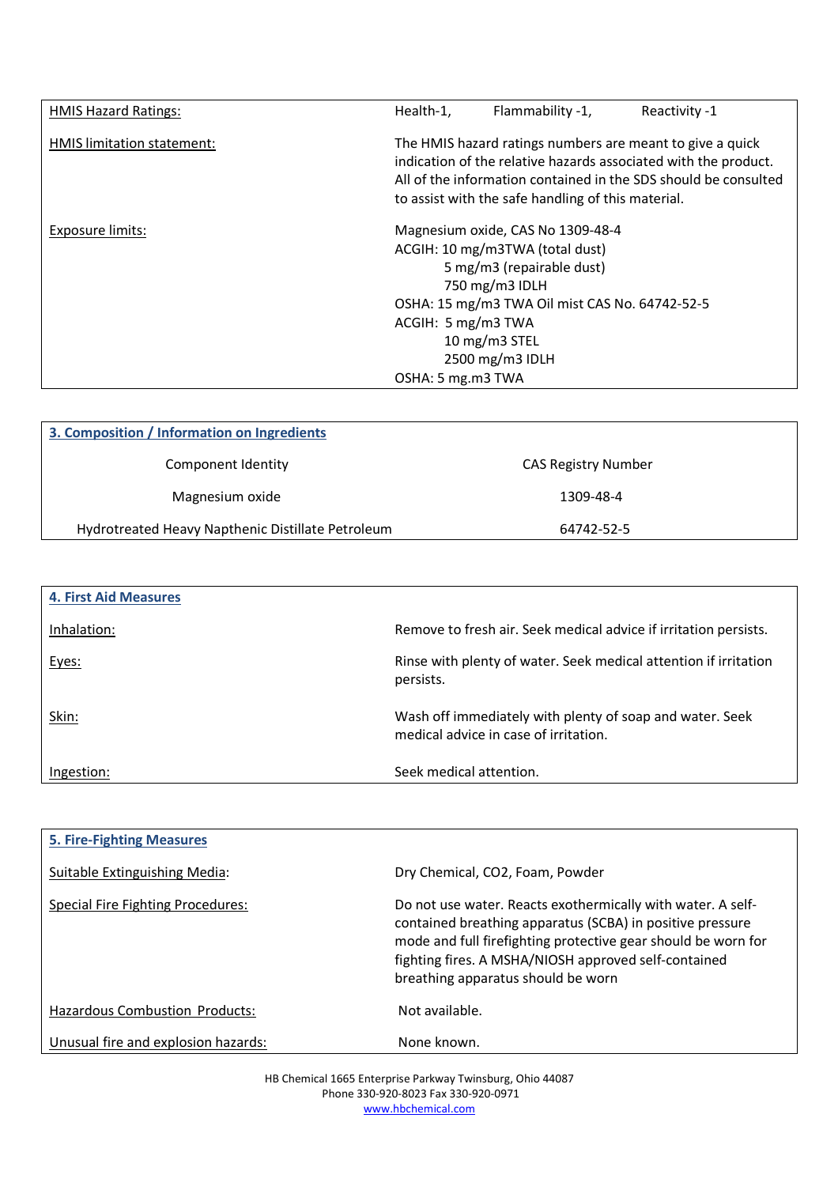| | |
|---|---|
| HMIS Hazard Ratings: | Health-1, Flammability -1, Reactivity -1 |
| HMIS limitation statement: | The HMIS hazard ratings numbers are meant to give a quick indication of the relative hazards associated with the product. All of the information contained in the SDS should be consulted to assist with the safe handling of this material. |
| Exposure limits: | Magnesium oxide, CAS No 1309-48-4<br>ACGIH: 10 mg/m3TWA (total dust)<br>5 mg/m3 (repairable dust)<br>750 mg/m3 IDLH<br>OSHA: 15 mg/m3 TWA Oil mist CAS No. 64742-52-5<br>ACGIH: 5 mg/m3 TWA<br>10 mg/m3 STEL<br>2500 mg/m3 IDLH<br>OSHA: 5 mg.m3 TWA |

## 3. Composition / Information on Ingredients

| Component Identity | CAS Registry Number |
|---|---|
| Magnesium oxide | 1309-48-4 |
| Hydrotreated Heavy Napthenic Distillate Petroleum | 64742-52-5 |

## 4. First Aid Measures

| | |
|---|---|
| Inhalation: | Remove to fresh air. Seek medical advice if irritation persists. |
| Eyes: | Rinse with plenty of water. Seek medical attention if irritation persists. |
| Skin: | Wash off immediately with plenty of soap and water. Seek medical advice in case of irritation. |
| Ingestion: | Seek medical attention. |

## 5. Fire-Fighting Measures

| | |
|---|---|
| Suitable Extinguishing Media: | Dry Chemical, CO2, Foam, Powder |
| Special Fire Fighting Procedures: | Do not use water. Reacts exothermically with water. A self-contained breathing apparatus (SCBA) in positive pressure mode and full firefighting protective gear should be worn for fighting fires. A MSHA/NIOSH approved self-contained breathing apparatus should be worn |
| Hazardous Combustion Products: | Not available. |
| Unusual fire and explosion hazards: | None known. |

HB Chemical 1665 Enterprise Parkway Twinsburg, Ohio 44087
Phone 330-920-8023 Fax 330-920-0971
www.hbchemical.com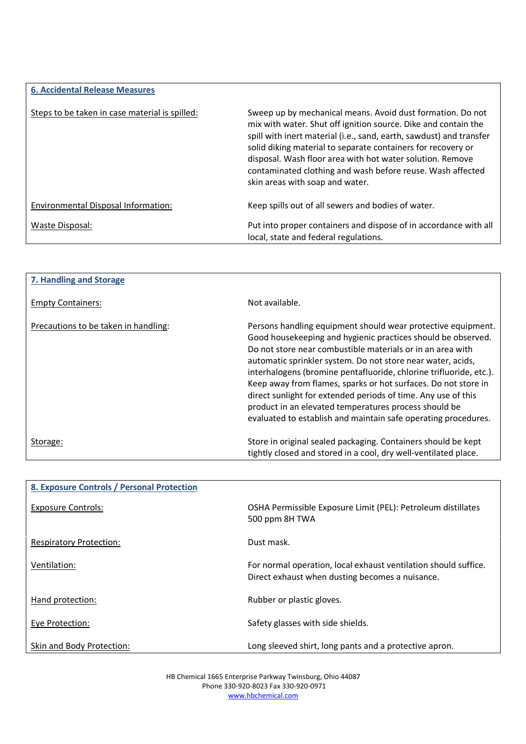## 6. Accidental Release Measures

| | |
|---|---|
| Steps to be taken in case material is spilled: | Sweep up by mechanical means. Avoid dust formation. Do not mix with water. Shut off ignition source. Dike and contain the spill with inert material (i.e., sand, earth, sawdust) and transfer solid diking material to separate containers for recovery or disposal. Wash floor area with hot water solution. Remove contaminated clothing and wash before reuse. Wash affected skin areas with soap and water. |
| Environmental Disposal Information: | Keep spills out of all sewers and bodies of water. |
| Waste Disposal: | Put into proper containers and dispose of in accordance with all local, state and federal regulations. |

## 7. Handling and Storage

| | |
|---|---|
| Empty Containers: | Not available. |
| Precautions to be taken in handling: | Persons handling equipment should wear protective equipment. Good housekeeping and hygienic practices should be observed. Do not store near combustible materials or in an area with automatic sprinkler system. Do not store near water, acids, interhalogens (bromine pentafluoride, chlorine trifluoride, etc.). Keep away from flames, sparks or hot surfaces. Do not store in direct sunlight for extended periods of time. Any use of this product in an elevated temperatures process should be evaluated to establish and maintain safe operating procedures. |
| Storage: | Store in original sealed packaging. Containers should be kept tightly closed and stored in a cool, dry well-ventilated place. |

## 8. Exposure Controls / Personal Protection

| | |
|---|---|
| Exposure Controls: | OSHA Permissible Exposure Limit (PEL): Petroleum distillates 500 ppm 8H TWA |
| Respiratory Protection: | Dust mask. |
| Ventilation: | For normal operation, local exhaust ventilation should suffice. Direct exhaust when dusting becomes a nuisance. |
| Hand protection: | Rubber or plastic gloves. |
| Eye Protection: | Safety glasses with side shields. |
| Skin and Body Protection: | Long sleeved shirt, long pants and a protective apron. |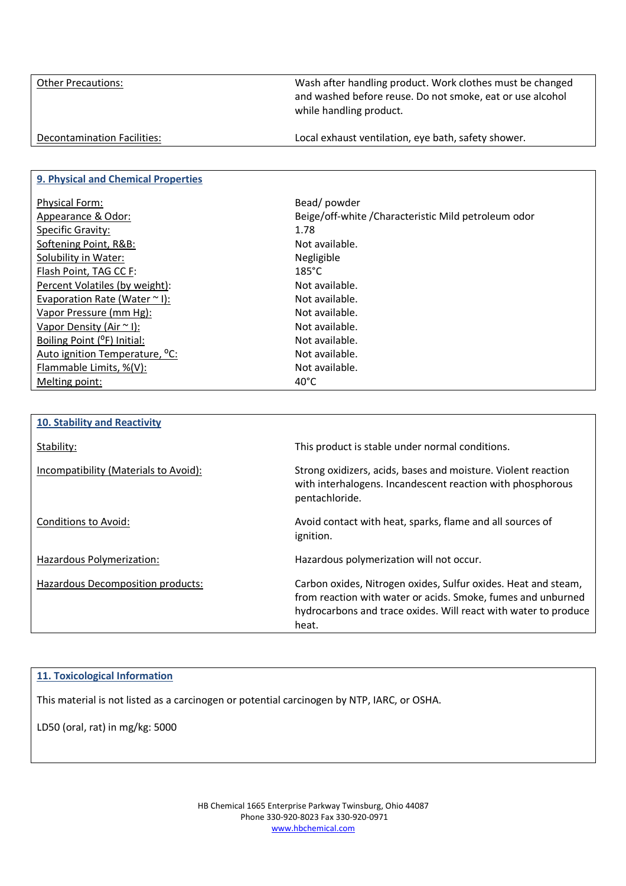| | |
|---|---|
| Other Precautions: | Wash after handling product. Work clothes must be changed and washed before reuse. Do not smoke, eat or use alcohol while handling product. |
| Decontamination Facilities: | Local exhaust ventilation, eye bath, safety shower. |

## 9. Physical and Chemical Properties

| | |
|---|---|
| Physical Form: | Bead/ powder |
| Appearance & Odor: | Beige/off-white /Characteristic Mild petroleum odor |
| Specific Gravity: | 1.78 |
| Softening Point, R&B: | Not available. |
| Solubility in Water: | Negligible |
| Flash Point, TAG CC F: | 185°C |
| Percent Volatiles (by weight): | Not available. |
| Evaporation Rate (Water ~ l): | Not available. |
| Vapor Pressure (mm Hg): | Not available. |
| Vapor Density (Air ~ l): | Not available. |
| Boiling Point (°F) Initial: | Not available. |
| Auto ignition Temperature, °C: | Not available. |
| Flammable Limits, %(V): | Not available. |
| Melting point: | 40°C |

## 10. Stability and Reactivity

| | |
|---|---|
| Stability: | This product is stable under normal conditions. |
| Incompatibility (Materials to Avoid): | Strong oxidizers, acids, bases and moisture. Violent reaction with interhalogens. Incandescent reaction with phosphorous pentachloride. |
| Conditions to Avoid: | Avoid contact with heat, sparks, flame and all sources of ignition. |
| Hazardous Polymerization: | Hazardous polymerization will not occur. |
| Hazardous Decomposition products: | Carbon oxides, Nitrogen oxides, Sulfur oxides. Heat and steam, from reaction with water or acids. Smoke, fumes and unburned hydrocarbons and trace oxides. Will react with water to produce heat. |

## 11. Toxicological Information

This material is not listed as a carcinogen or potential carcinogen by NTP, IARC, or OSHA.

LD50 (oral, rat) in mg/kg: 5000

HB Chemical 1665 Enterprise Parkway Twinsburg, Ohio 44087
Phone 330-920-8023 Fax 330-920-0971
www.hbchemical.com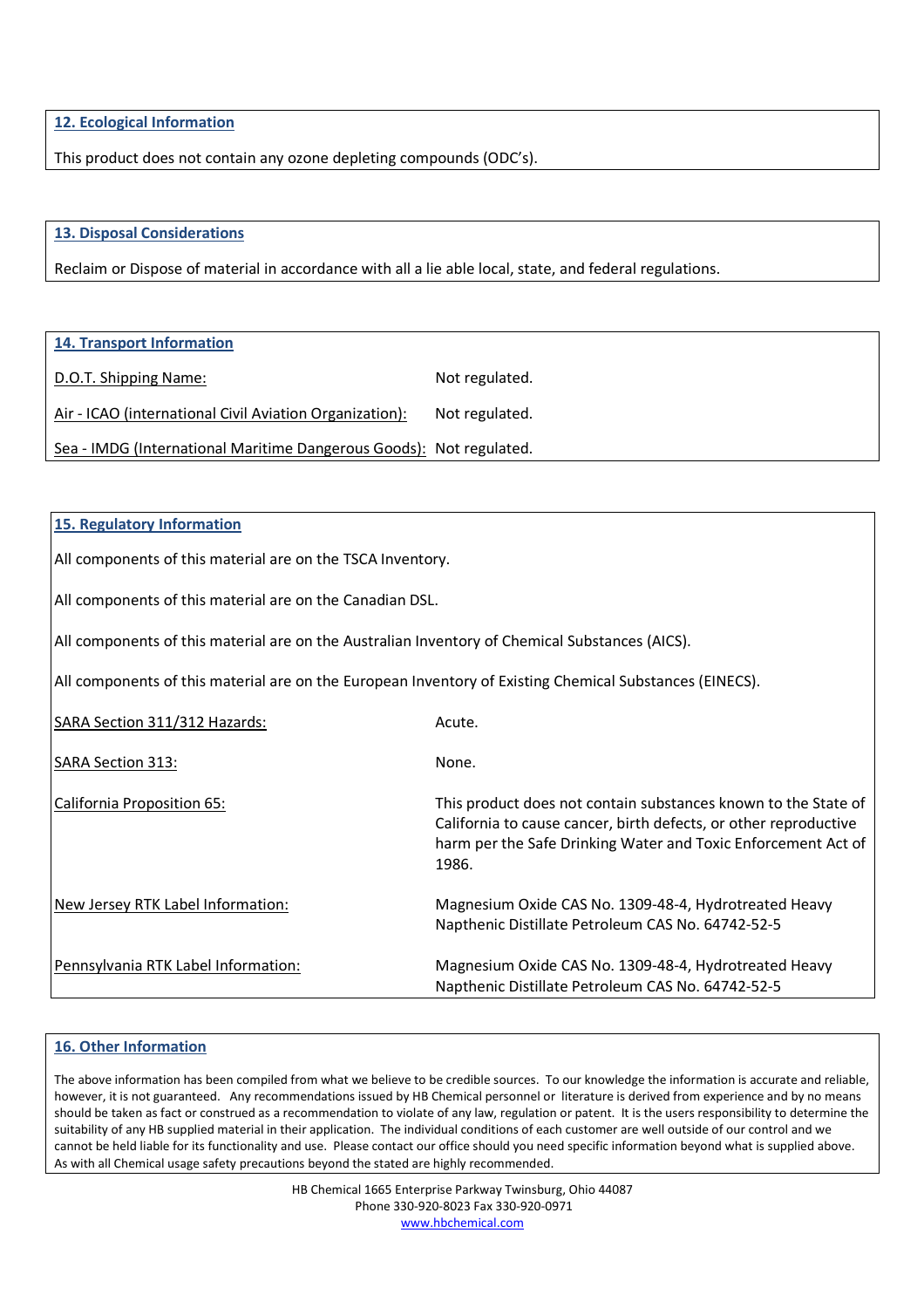## 12. Ecological Information

This product does not contain any ozone depleting compounds (ODC's).

## 13. Disposal Considerations

Reclaim or Dispose of material in accordance with all a lie able local, state, and federal regulations.

## 14. Transport Information

| | |
|---|---|
| D.O.T. Shipping Name: | Not regulated. |
| Air - ICAO (international Civil Aviation Organization): | Not regulated. |
| Sea - IMDG (International Maritime Dangerous Goods): | Not regulated. |

## 15. Regulatory Information

All components of this material are on the TSCA Inventory.

All components of this material are on the Canadian DSL.

All components of this material are on the Australian Inventory of Chemical Substances (AICS).

All components of this material are on the European Inventory of Existing Chemical Substances (EINECS).

| | |
|---|---|
| SARA Section 311/312 Hazards: | Acute. |
| SARA Section 313: | None. |
| California Proposition 65: | This product does not contain substances known to the State of California to cause cancer, birth defects, or other reproductive harm per the Safe Drinking Water and Toxic Enforcement Act of 1986. |
| New Jersey RTK Label Information: | Magnesium Oxide CAS No. 1309-48-4, Hydrotreated Heavy Napthenic Distillate Petroleum CAS No. 64742-52-5 |
| Pennsylvania RTK Label Information: | Magnesium Oxide CAS No. 1309-48-4, Hydrotreated Heavy Napthenic Distillate Petroleum CAS No. 64742-52-5 |

## 16. Other Information

The above information has been compiled from what we believe to be credible sources. To our knowledge the information is accurate and reliable, however, it is not guaranteed. Any recommendations issued by HB Chemical personnel or literature is derived from experience and by no means should be taken as fact or construed as a recommendation to violate of any law, regulation or patent. It is the users responsibility to determine the suitability of any HB supplied material in their application. The individual conditions of each customer are well outside of our control and we cannot be held liable for its functionality and use. Please contact our office should you need specific information beyond what is supplied above. As with all Chemical usage safety precautions beyond the stated are highly recommended.

HB Chemical 1665 Enterprise Parkway Twinsburg, Ohio 44087
Phone 330-920-8023 Fax 330-920-0971
www.hbchemical.com